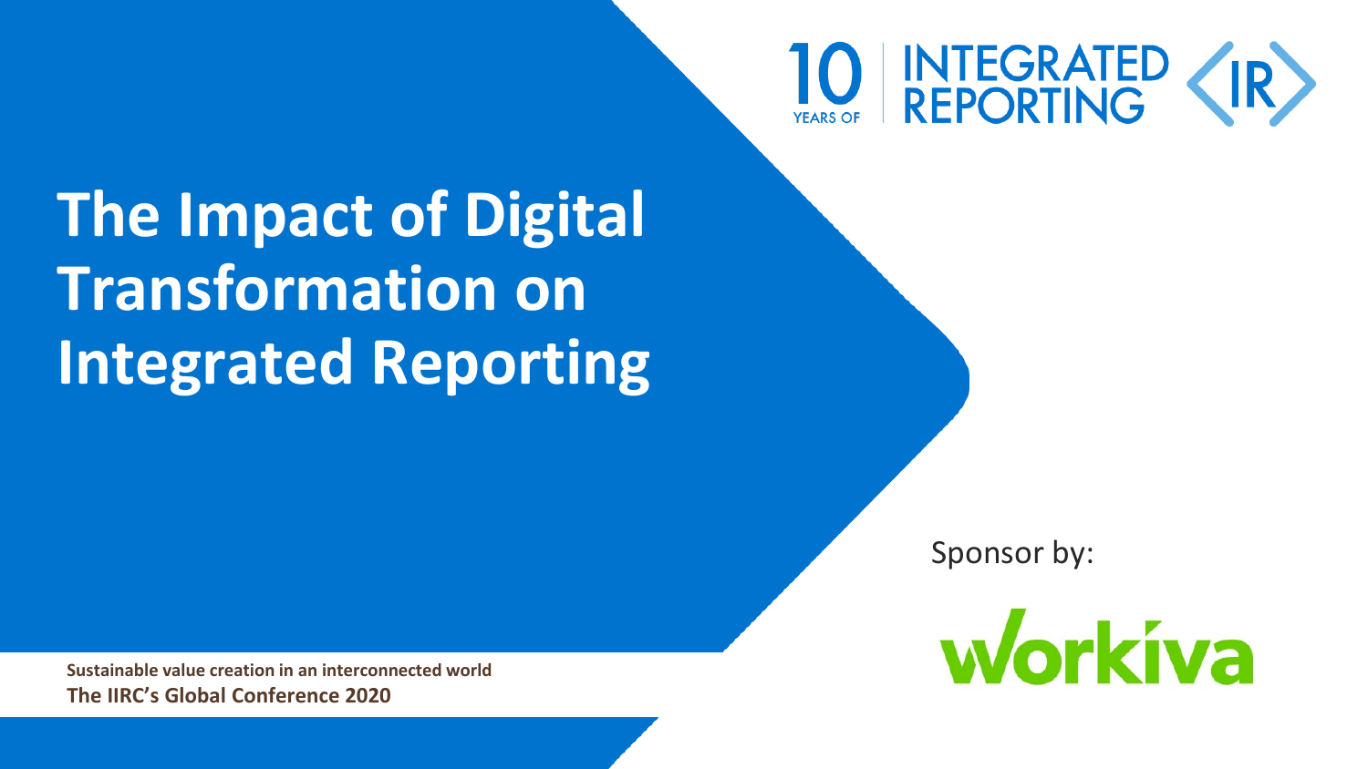10 YEARS OF INTEGRATED REPORTING <IR>

# The Impact of Digital Transformation on Integrated Reporting

Sponsor by:

workiva

**Sustainable value creation in an interconnected world**

**The IIRC's Global Conference 2020**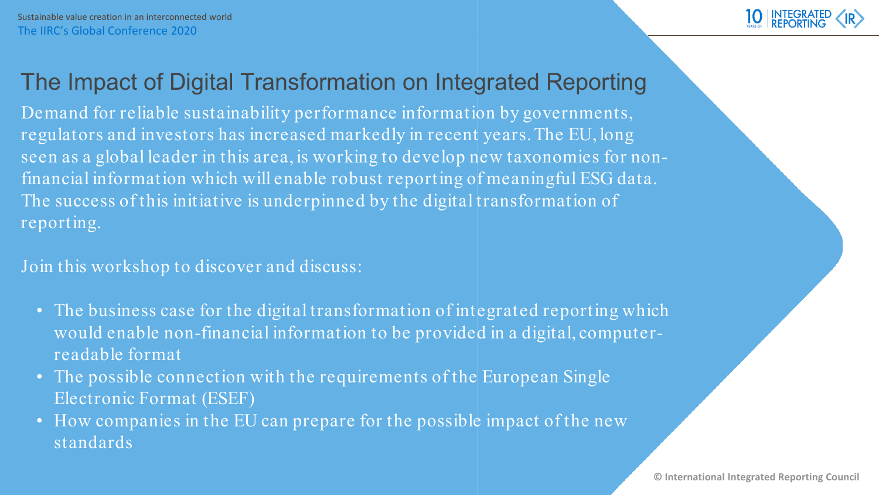# The Impact of Digital Transformation on Integrated Reporting

Demand for reliable sustainability performance information by governments, regulators and investors has increased markedly in recent years. The EU, long seen as a global leader in this area, is working to develop new taxonomies for non-financial information which will enable robust reporting of meaningful ESG data. The success of this initiative is underpinned by the digital transformation of reporting.

Join this workshop to discover and discuss:

- The business case for the digital transformation of integrated reporting which would enable non-financial information to be provided in a digital, computer-readable format
- The possible connection with the requirements of the European Single Electronic Format (ESEF)
- How companies in the EU can prepare for the possible impact of the new standards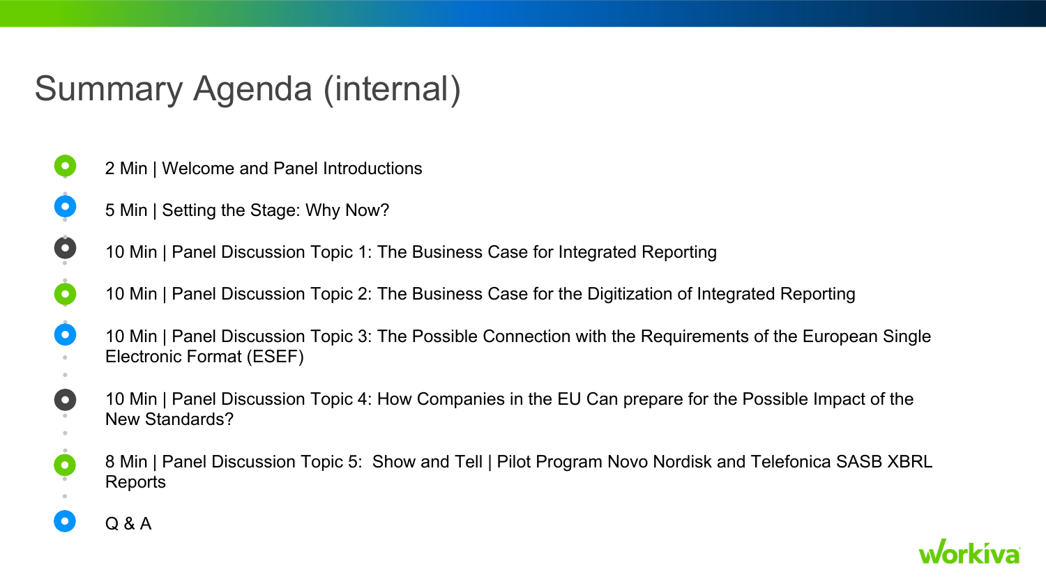# Summary Agenda (internal)

- 2 Min | Welcome and Panel Introductions
- 5 Min | Setting the Stage: Why Now?
- 10 Min | Panel Discussion Topic 1: The Business Case for Integrated Reporting
- 10 Min | Panel Discussion Topic 2: The Business Case for the Digitization of Integrated Reporting
- 10 Min | Panel Discussion Topic 3: The Possible Connection with the Requirements of the European Single Electronic Format (ESEF)
- 10 Min | Panel Discussion Topic 4: How Companies in the EU Can prepare for the Possible Impact of the New Standards?
- 8 Min | Panel Discussion Topic 5: Show and Tell | Pilot Program Novo Nordisk and Telefonica SASB XBRL Reports
- Q & A

workiva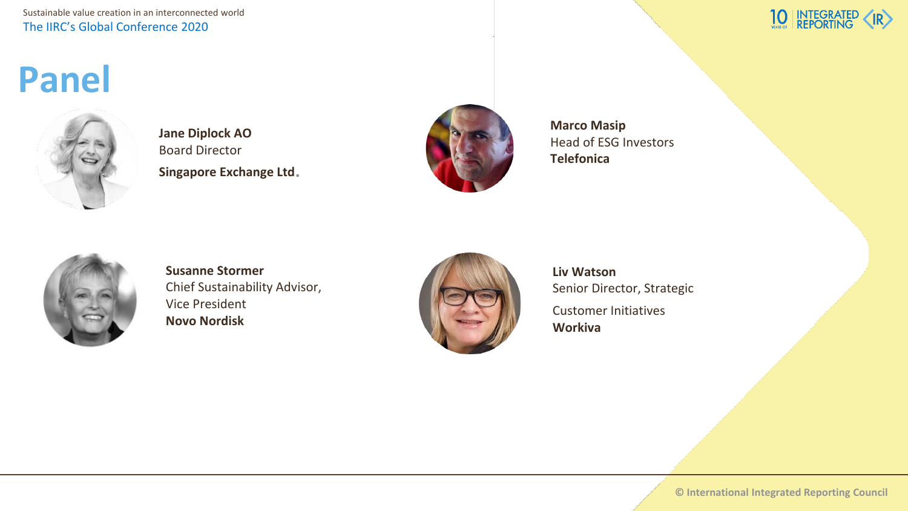# Panel

**Jane Diplock AO**
Board Director
**Singapore Exchange Ltd.**

**Marco Masip**
Head of ESG Investors
**Telefonica**

**Susanne Stormer**
Chief Sustainability Advisor,
Vice President
**Novo Nordisk**

**Liv Watson**
Senior Director, Strategic
Customer Initiatives
**Workiva**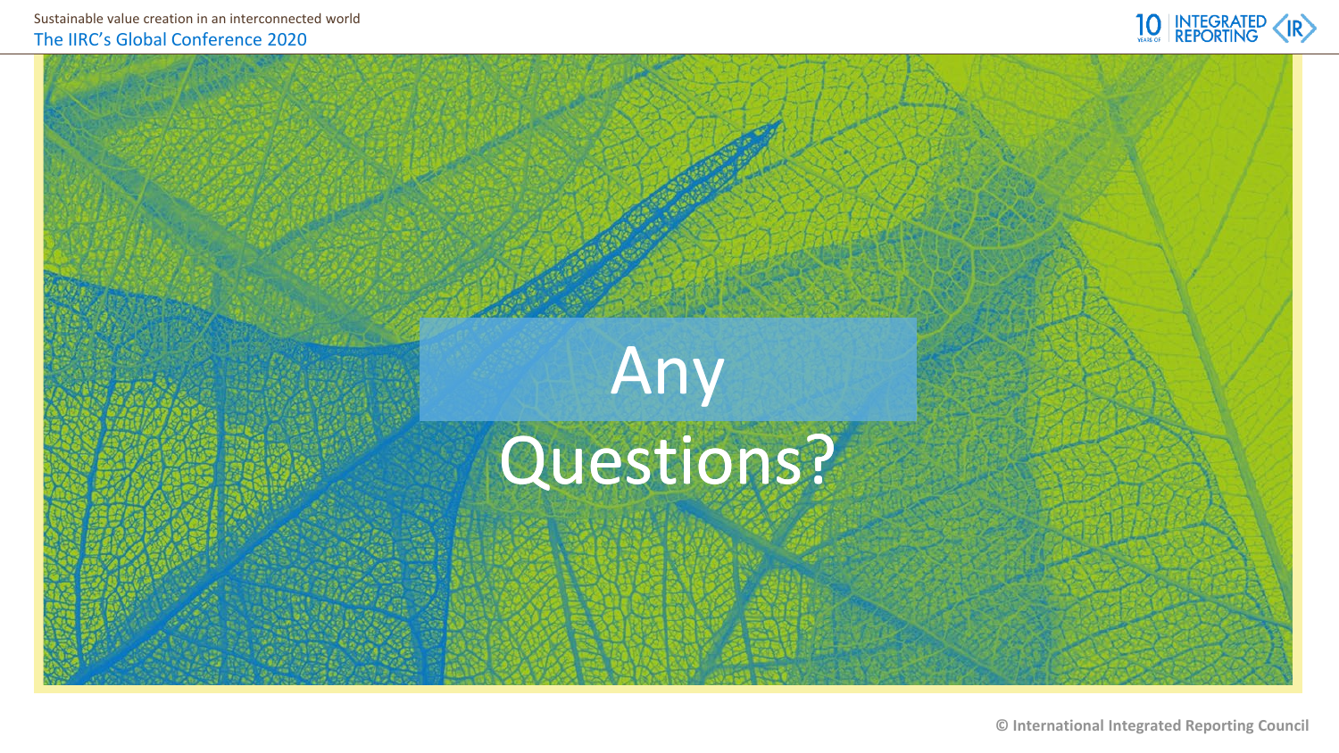# Any Questions?